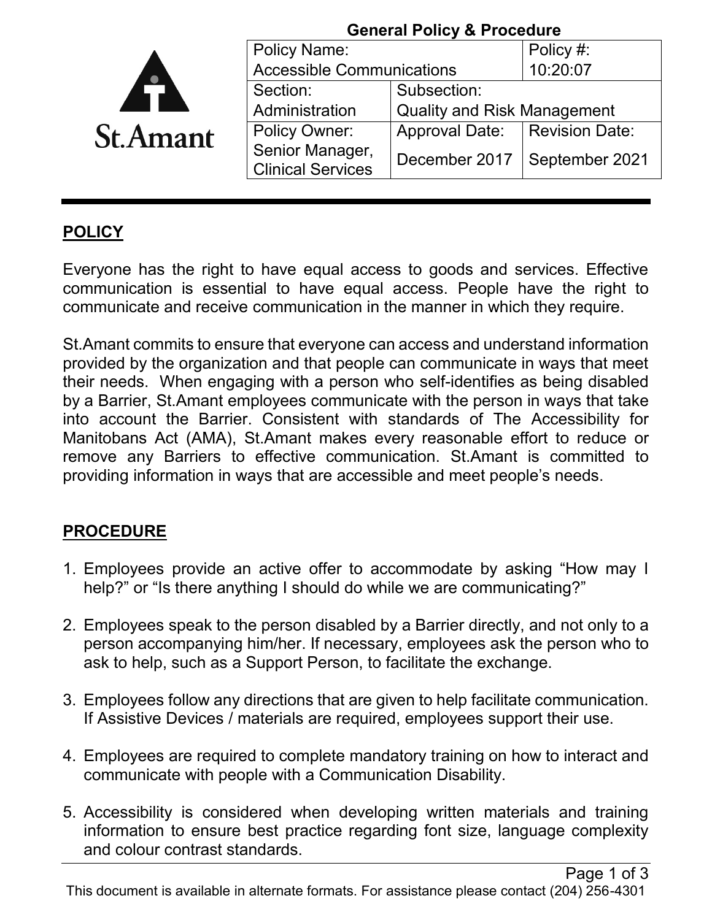**General Policy & Procedure**

| | | |
|---|---|---|
| Policy Name: Accessible Communications | | Policy #: 10:20:07 |
| Section: Administration | Subsection: Quality and Risk Management | |
| Policy Owner: Senior Manager, Clinical Services | Approval Date: December 2017 | Revision Date: September 2021 |

## POLICY

Everyone has the right to have equal access to goods and services. Effective communication is essential to have equal access. People have the right to communicate and receive communication in the manner in which they require.

St.Amant commits to ensure that everyone can access and understand information provided by the organization and that people can communicate in ways that meet their needs. When engaging with a person who self-identifies as being disabled by a Barrier, St.Amant employees communicate with the person in ways that take into account the Barrier. Consistent with standards of The Accessibility for Manitobans Act (AMA), St.Amant makes every reasonable effort to reduce or remove any Barriers to effective communication. St.Amant is committed to providing information in ways that are accessible and meet people's needs.

## PROCEDURE

1. Employees provide an active offer to accommodate by asking "How may I help?" or "Is there anything I should do while we are communicating?"

2. Employees speak to the person disabled by a Barrier directly, and not only to a person accompanying him/her. If necessary, employees ask the person who to ask to help, such as a Support Person, to facilitate the exchange.

3. Employees follow any directions that are given to help facilitate communication. If Assistive Devices / materials are required, employees support their use.

4. Employees are required to complete mandatory training on how to interact and communicate with people with a Communication Disability.

5. Accessibility is considered when developing written materials and training information to ensure best practice regarding font size, language complexity and colour contrast standards.

This document is available in alternate formats. For assistance please contact (204) 256-4301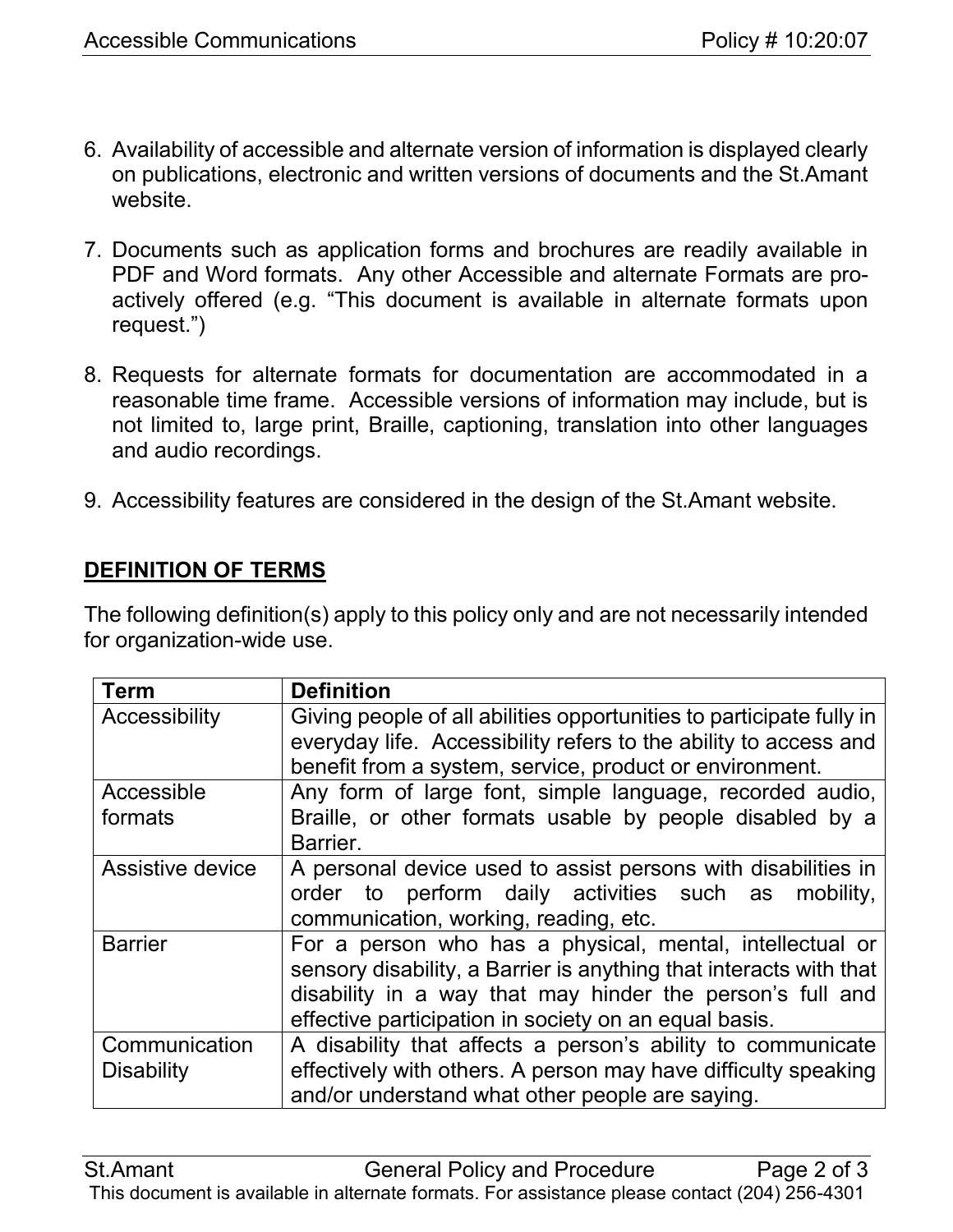6. Availability of accessible and alternate version of information is displayed clearly on publications, electronic and written versions of documents and the St.Amant website.

7. Documents such as application forms and brochures are readily available in PDF and Word formats. Any other Accessible and alternate Formats are pro-actively offered (e.g. "This document is available in alternate formats upon request.")

8. Requests for alternate formats for documentation are accommodated in a reasonable time frame. Accessible versions of information may include, but is not limited to, large print, Braille, captioning, translation into other languages and audio recordings.

9. Accessibility features are considered in the design of the St.Amant website.

## DEFINITION OF TERMS

The following definition(s) apply to this policy only and are not necessarily intended for organization-wide use.

| Term | Definition |
| --- | --- |
| Accessibility | Giving people of all abilities opportunities to participate fully in everyday life. Accessibility refers to the ability to access and benefit from a system, service, product or environment. |
| Accessible formats | Any form of large font, simple language, recorded audio, Braille, or other formats usable by people disabled by a Barrier. |
| Assistive device | A personal device used to assist persons with disabilities in order to perform daily activities such as mobility, communication, working, reading, etc. |
| Barrier | For a person who has a physical, mental, intellectual or sensory disability, a Barrier is anything that interacts with that disability in a way that may hinder the person's full and effective participation in society on an equal basis. |
| Communication Disability | A disability that affects a person's ability to communicate effectively with others. A person may have difficulty speaking and/or understand what other people are saying. |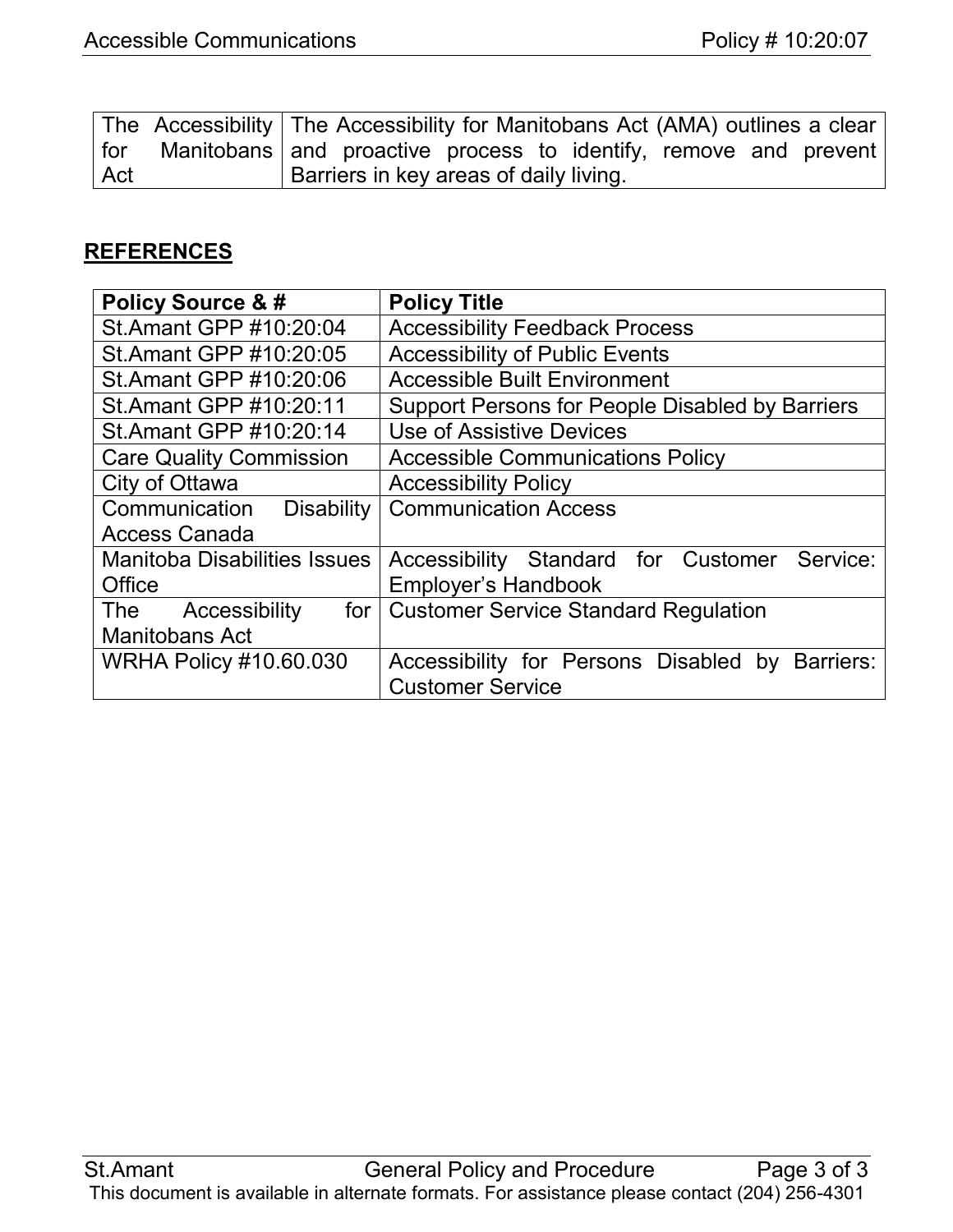| | |
|---|---|
| The Accessibility for Manitobans Act | The Accessibility for Manitobans Act (AMA) outlines a clear and proactive process to identify, remove and prevent Barriers in key areas of daily living. |

## REFERENCES

| Policy Source & # | Policy Title |
|---|---|
| St.Amant GPP #10:20:04 | Accessibility Feedback Process |
| St.Amant GPP #10:20:05 | Accessibility of Public Events |
| St.Amant GPP #10:20:06 | Accessible Built Environment |
| St.Amant GPP #10:20:11 | Support Persons for People Disabled by Barriers |
| St.Amant GPP #10:20:14 | Use of Assistive Devices |
| Care Quality Commission | Accessible Communications Policy |
| City of Ottawa | Accessibility Policy |
| Communication Disability Access Canada | Communication Access |
| Manitoba Disabilities Issues Office | Accessibility Standard for Customer Service: Employer's Handbook |
| The Accessibility for Manitobans Act | Customer Service Standard Regulation |
| WRHA Policy #10.60.030 | Accessibility for Persons Disabled by Barriers: Customer Service |